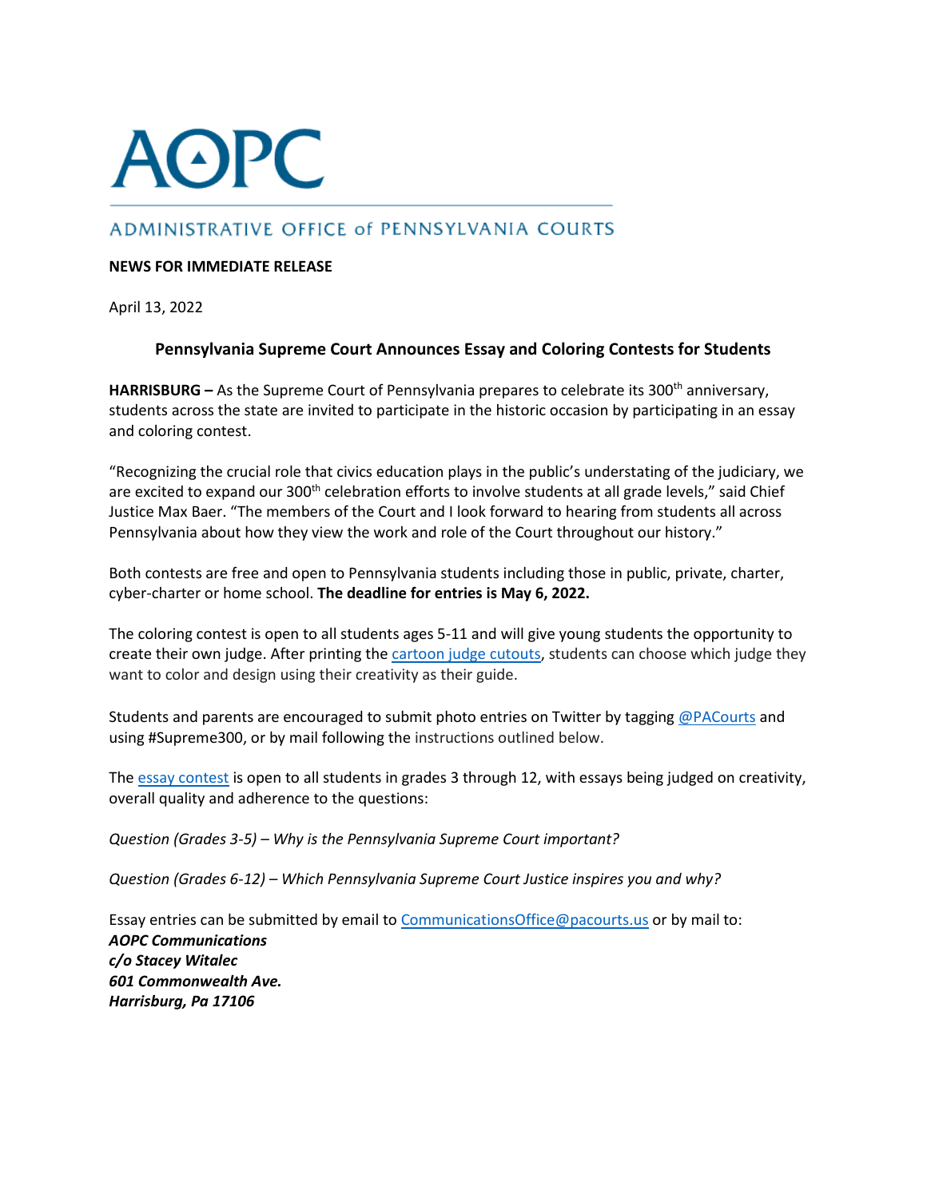# AOPC

## ADMINISTRATIVE OFFICE of PENNSYLVANIA COURTS

**NEWS FOR IMMEDIATE RELEASE**

April 13, 2022

### Pennsylvania Supreme Court Announces Essay and Coloring Contests for Students

**HARRISBURG –** As the Supreme Court of Pennsylvania prepares to celebrate its 300th anniversary, students across the state are invited to participate in the historic occasion by participating in an essay and coloring contest.

"Recognizing the crucial role that civics education plays in the public's understating of the judiciary, we are excited to expand our 300th celebration efforts to involve students at all grade levels," said Chief Justice Max Baer. "The members of the Court and I look forward to hearing from students all across Pennsylvania about how they view the work and role of the Court throughout our history."

Both contests are free and open to Pennsylvania students including those in public, private, charter, cyber-charter or home school. **The deadline for entries is May 6, 2022.**

The coloring contest is open to all students ages 5-11 and will give young students the opportunity to create their own judge. After printing the cartoon judge cutouts, students can choose which judge they want to color and design using their creativity as their guide.

Students and parents are encouraged to submit photo entries on Twitter by tagging @PACourts and using #Supreme300, or by mail following the instructions outlined below.

The essay contest is open to all students in grades 3 through 12, with essays being judged on creativity, overall quality and adherence to the questions:

*Question (Grades 3-5) – Why is the Pennsylvania Supreme Court important?*

*Question (Grades 6-12) – Which Pennsylvania Supreme Court Justice inspires you and why?*

Essay entries can be submitted by email to CommunicationsOffice@pacourts.us or by mail to:
***AOPC Communications***
***c/o Stacey Witalec***
***601 Commonwealth Ave.***
***Harrisburg, Pa 17106***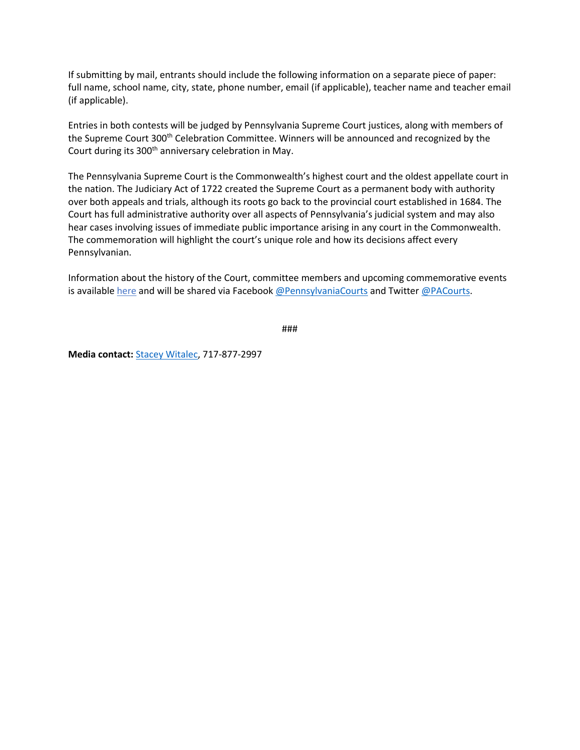If submitting by mail, entrants should include the following information on a separate piece of paper: full name, school name, city, state, phone number, email (if applicable), teacher name and teacher email (if applicable).

Entries in both contests will be judged by Pennsylvania Supreme Court justices, along with members of the Supreme Court 300th Celebration Committee. Winners will be announced and recognized by the Court during its 300th anniversary celebration in May.

The Pennsylvania Supreme Court is the Commonwealth's highest court and the oldest appellate court in the nation. The Judiciary Act of 1722 created the Supreme Court as a permanent body with authority over both appeals and trials, although its roots go back to the provincial court established in 1684. The Court has full administrative authority over all aspects of Pennsylvania's judicial system and may also hear cases involving issues of immediate public importance arising in any court in the Commonwealth. The commemoration will highlight the court's unique role and how its decisions affect every Pennsylvanian.

Information about the history of the Court, committee members and upcoming commemorative events is available here and will be shared via Facebook @PennsylvaniaCourts and Twitter @PACourts.

###

**Media contact:** Stacey Witalec, 717-877-2997